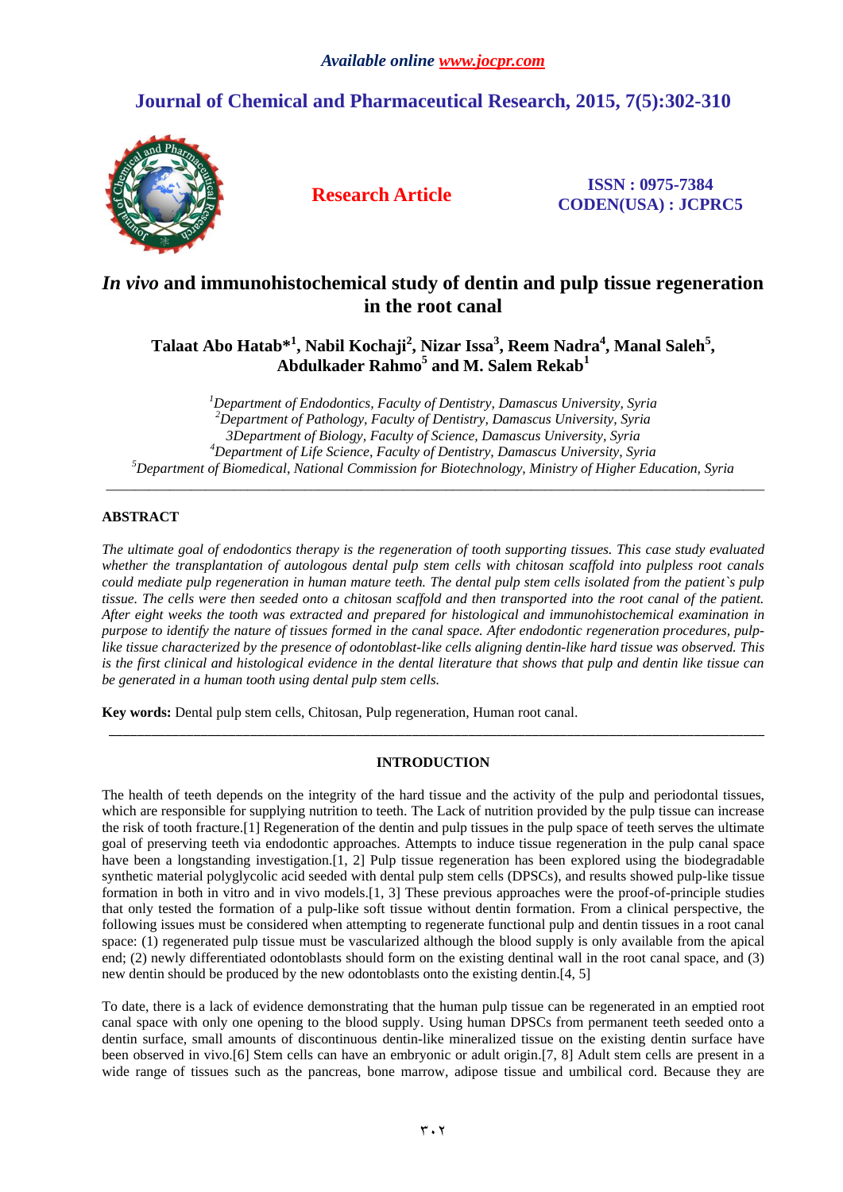*Available online www.jocpr.com*

# Journal of Chemical and Pharmaceutical Research, 2015, 7(5):302-310

**Research Article**

**ISSN : 0975-7384**
**CODEN(USA) : JCPRC5**

# *In vivo* and immunohistochemical study of dentin and pulp tissue regeneration in the root canal

**Talaat Abo Hatab*[1], Nabil Kochaji[2], Nizar Issa[3], Reem Nadra[4], Manal Saleh[5], Abdulkader Rahmo[5] and M. Salem Rekab[1]**

*[1]Department of Endodontics, Faculty of Dentistry, Damascus University, Syria*
*[2]Department of Pathology, Faculty of Dentistry, Damascus University, Syria*
*3Department of Biology, Faculty of Science, Damascus University, Syria*
*[4]Department of Life Science, Faculty of Dentistry, Damascus University, Syria*
*[5]Department of Biomedical, National Commission for Biotechnology, Ministry of Higher Education, Syria*

---

## ABSTRACT

*The ultimate goal of endodontics therapy is the regeneration of tooth supporting tissues. This case study evaluated whether the transplantation of autologous dental pulp stem cells with chitosan scaffold into pulpless root canals could mediate pulp regeneration in human mature teeth. The dental pulp stem cells isolated from the patient`s pulp tissue. The cells were then seeded onto a chitosan scaffold and then transported into the root canal of the patient. After eight weeks the tooth was extracted and prepared for histological and immunohistochemical examination in purpose to identify the nature of tissues formed in the canal space. After endodontic regeneration procedures, pulp-like tissue characterized by the presence of odontoblast-like cells aligning dentin-like hard tissue was observed. This is the first clinical and histological evidence in the dental literature that shows that pulp and dentin like tissue can be generated in a human tooth using dental pulp stem cells.*

**Key words:** Dental pulp stem cells, Chitosan, Pulp regeneration, Human root canal.

---

## INTRODUCTION

The health of teeth depends on the integrity of the hard tissue and the activity of the pulp and periodontal tissues, which are responsible for supplying nutrition to teeth. The Lack of nutrition provided by the pulp tissue can increase the risk of tooth fracture.[1] Regeneration of the dentin and pulp tissues in the pulp space of teeth serves the ultimate goal of preserving teeth via endodontic approaches. Attempts to induce tissue regeneration in the pulp canal space have been a longstanding investigation.[1, 2] Pulp tissue regeneration has been explored using the biodegradable synthetic material polyglycolic acid seeded with dental pulp stem cells (DPSCs), and results showed pulp-like tissue formation in both in vitro and in vivo models.[1, 3] These previous approaches were the proof-of-principle studies that only tested the formation of a pulp-like soft tissue without dentin formation. From a clinical perspective, the following issues must be considered when attempting to regenerate functional pulp and dentin tissues in a root canal space: (1) regenerated pulp tissue must be vascularized although the blood supply is only available from the apical end; (2) newly differentiated odontoblasts should form on the existing dentinal wall in the root canal space, and (3) new dentin should be produced by the new odontoblasts onto the existing dentin.[4, 5]

To date, there is a lack of evidence demonstrating that the human pulp tissue can be regenerated in an emptied root canal space with only one opening to the blood supply. Using human DPSCs from permanent teeth seeded onto a dentin surface, small amounts of discontinuous dentin-like mineralized tissue on the existing dentin surface have been observed in vivo.[6] Stem cells can have an embryonic or adult origin.[7, 8] Adult stem cells are present in a wide range of tissues such as the pancreas, bone marrow, adipose tissue and umbilical cord. Because they are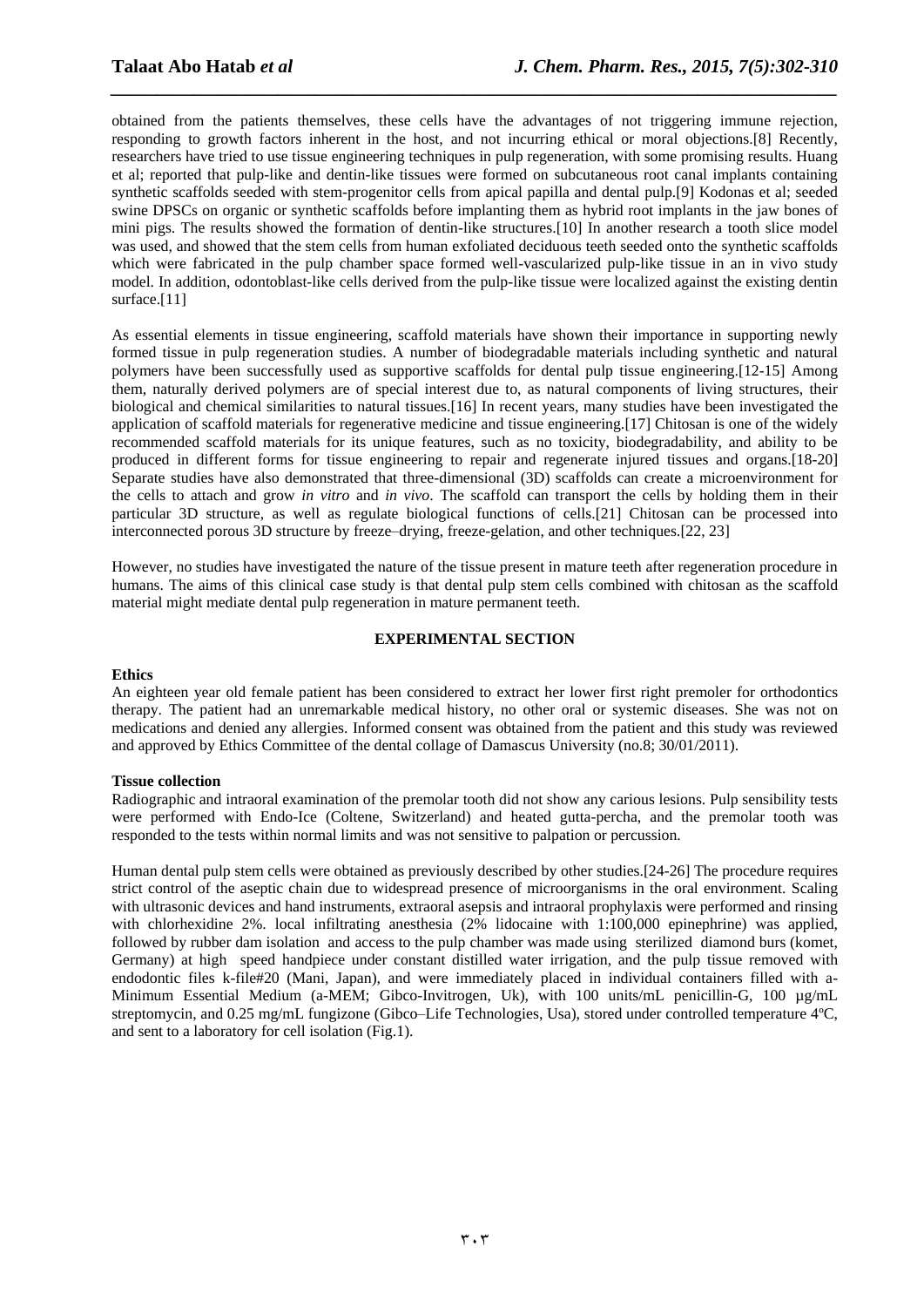obtained from the patients themselves, these cells have the advantages of not triggering immune rejection, responding to growth factors inherent in the host, and not incurring ethical or moral objections.[8] Recently, researchers have tried to use tissue engineering techniques in pulp regeneration, with some promising results. Huang et al; reported that pulp-like and dentin-like tissues were formed on subcutaneous root canal implants containing synthetic scaffolds seeded with stem-progenitor cells from apical papilla and dental pulp.[9] Kodonas et al; seeded swine DPSCs on organic or synthetic scaffolds before implanting them as hybrid root implants in the jaw bones of mini pigs. The results showed the formation of dentin-like structures.[10] In another research a tooth slice model was used, and showed that the stem cells from human exfoliated deciduous teeth seeded onto the synthetic scaffolds which were fabricated in the pulp chamber space formed well-vascularized pulp-like tissue in an in vivo study model. In addition, odontoblast-like cells derived from the pulp-like tissue were localized against the existing dentin surface.[11]

As essential elements in tissue engineering, scaffold materials have shown their importance in supporting newly formed tissue in pulp regeneration studies. A number of biodegradable materials including synthetic and natural polymers have been successfully used as supportive scaffolds for dental pulp tissue engineering.[12-15] Among them, naturally derived polymers are of special interest due to, as natural components of living structures, their biological and chemical similarities to natural tissues.[16] In recent years, many studies have been investigated the application of scaffold materials for regenerative medicine and tissue engineering.[17] Chitosan is one of the widely recommended scaffold materials for its unique features, such as no toxicity, biodegradability, and ability to be produced in different forms for tissue engineering to repair and regenerate injured tissues and organs.[18-20] Separate studies have also demonstrated that three-dimensional (3D) scaffolds can create a microenvironment for the cells to attach and grow *in vitro* and *in vivo*. The scaffold can transport the cells by holding them in their particular 3D structure, as well as regulate biological functions of cells.[21] Chitosan can be processed into interconnected porous 3D structure by freeze–drying, freeze-gelation, and other techniques.[22, 23]

However, no studies have investigated the nature of the tissue present in mature teeth after regeneration procedure in humans. The aims of this clinical case study is that dental pulp stem cells combined with chitosan as the scaffold material might mediate dental pulp regeneration in mature permanent teeth.

## EXPERIMENTAL SECTION

### Ethics

An eighteen year old female patient has been considered to extract her lower first right premoler for orthodontics therapy. The patient had an unremarkable medical history, no other oral or systemic diseases. She was not on medications and denied any allergies. Informed consent was obtained from the patient and this study was reviewed and approved by Ethics Committee of the dental collage of Damascus University (no.8; 30/01/2011).

### Tissue collection

Radiographic and intraoral examination of the premolar tooth did not show any carious lesions. Pulp sensibility tests were performed with Endo-Ice (Coltene, Switzerland) and heated gutta-percha, and the premolar tooth was responded to the tests within normal limits and was not sensitive to palpation or percussion.

Human dental pulp stem cells were obtained as previously described by other studies.[24-26] The procedure requires strict control of the aseptic chain due to widespread presence of microorganisms in the oral environment. Scaling with ultrasonic devices and hand instruments, extraoral asepsis and intraoral prophylaxis were performed and rinsing with chlorhexidine 2%. local infiltrating anesthesia (2% lidocaine with 1:100,000 epinephrine) was applied, followed by rubber dam isolation and access to the pulp chamber was made using sterilized diamond burs (komet, Germany) at high speed handpiece under constant distilled water irrigation, and the pulp tissue removed with endodontic files k-file#20 (Mani, Japan), and were immediately placed in individual containers filled with a-Minimum Essential Medium (a-MEM; Gibco-Invitrogen, Uk), with 100 units/mL penicillin-G, 100 µg/mL streptomycin, and 0.25 mg/mL fungizone (Gibco–Life Technologies, Usa), stored under controlled temperature 4ºC, and sent to a laboratory for cell isolation (Fig.1).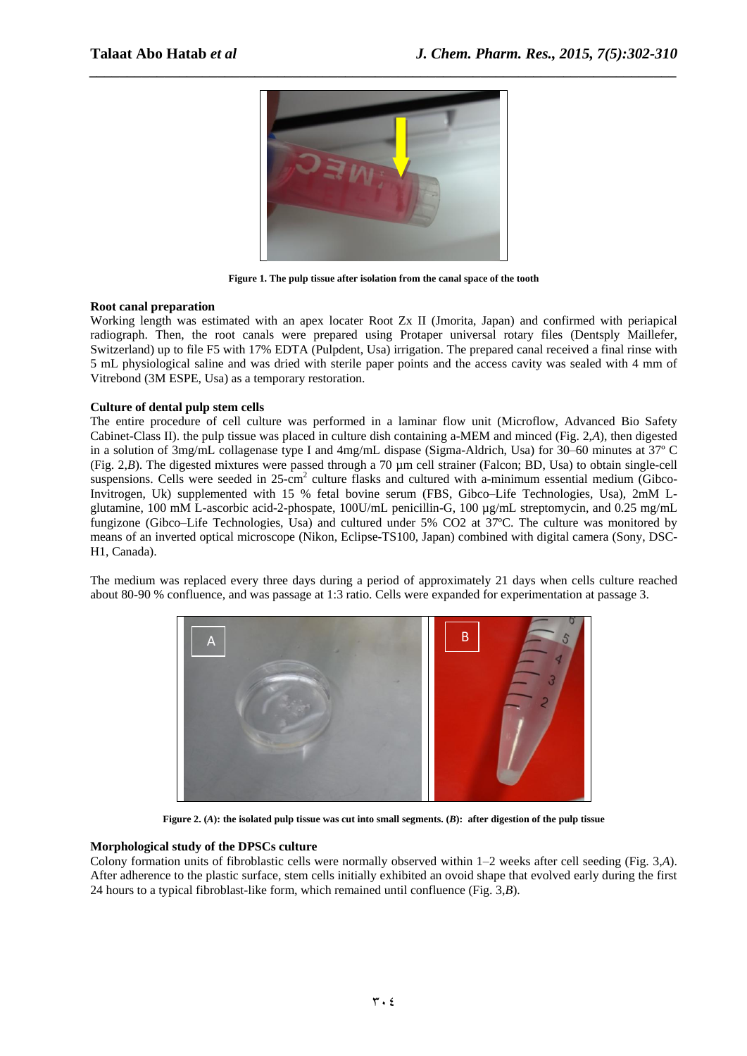**Figure 1. The pulp tissue after isolation from the canal space of the tooth**

### Root canal preparation

Working length was estimated with an apex locater Root Zx II (Jmorita, Japan) and confirmed with periapical radiograph. Then, the root canals were prepared using Protaper universal rotary files (Dentsply Maillefer, Switzerland) up to file F5 with 17% EDTA (Pulpdent, Usa) irrigation. The prepared canal received a final rinse with 5 mL physiological saline and was dried with sterile paper points and the access cavity was sealed with 4 mm of Vitrebond (3M ESPE, Usa) as a temporary restoration.

### Culture of dental pulp stem cells

The entire procedure of cell culture was performed in a laminar flow unit (Microflow, Advanced Bio Safety Cabinet-Class II). the pulp tissue was placed in culture dish containing a-MEM and minced (Fig. 2,*A*), then digested in a solution of 3mg/mL collagenase type I and 4mg/mL dispase (Sigma-Aldrich, Usa) for 30–60 minutes at 37º C (Fig. 2,*B*). The digested mixtures were passed through a 70 µm cell strainer (Falcon; BD, Usa) to obtain single-cell suspensions. Cells were seeded in 25-cm$^2$ culture flasks and cultured with a-minimum essential medium (Gibco-Invitrogen, Uk) supplemented with 15 % fetal bovine serum (FBS, Gibco–Life Technologies, Usa), 2mM L-glutamine, 100 mM L-ascorbic acid-2-phospate, 100U/mL penicillin-G, 100 µg/mL streptomycin, and 0.25 mg/mL fungizone (Gibco–Life Technologies, Usa) and cultured under 5% CO2 at 37ºC. The culture was monitored by means of an inverted optical microscope (Nikon, Eclipse-TS100, Japan) combined with digital camera (Sony, DSC-H1, Canada).

The medium was replaced every three days during a period of approximately 21 days when cells culture reached about 80-90 % confluence, and was passage at 1:3 ratio. Cells were expanded for experimentation at passage 3.

**Figure 2. (*A*): the isolated pulp tissue was cut into small segments. (*B*): after digestion of the pulp tissue**

### Morphological study of the DPSCs culture

Colony formation units of fibroblastic cells were normally observed within 1–2 weeks after cell seeding (Fig. 3,*A*). After adherence to the plastic surface, stem cells initially exhibited an ovoid shape that evolved early during the first 24 hours to a typical fibroblast-like form, which remained until confluence (Fig. 3,*B*).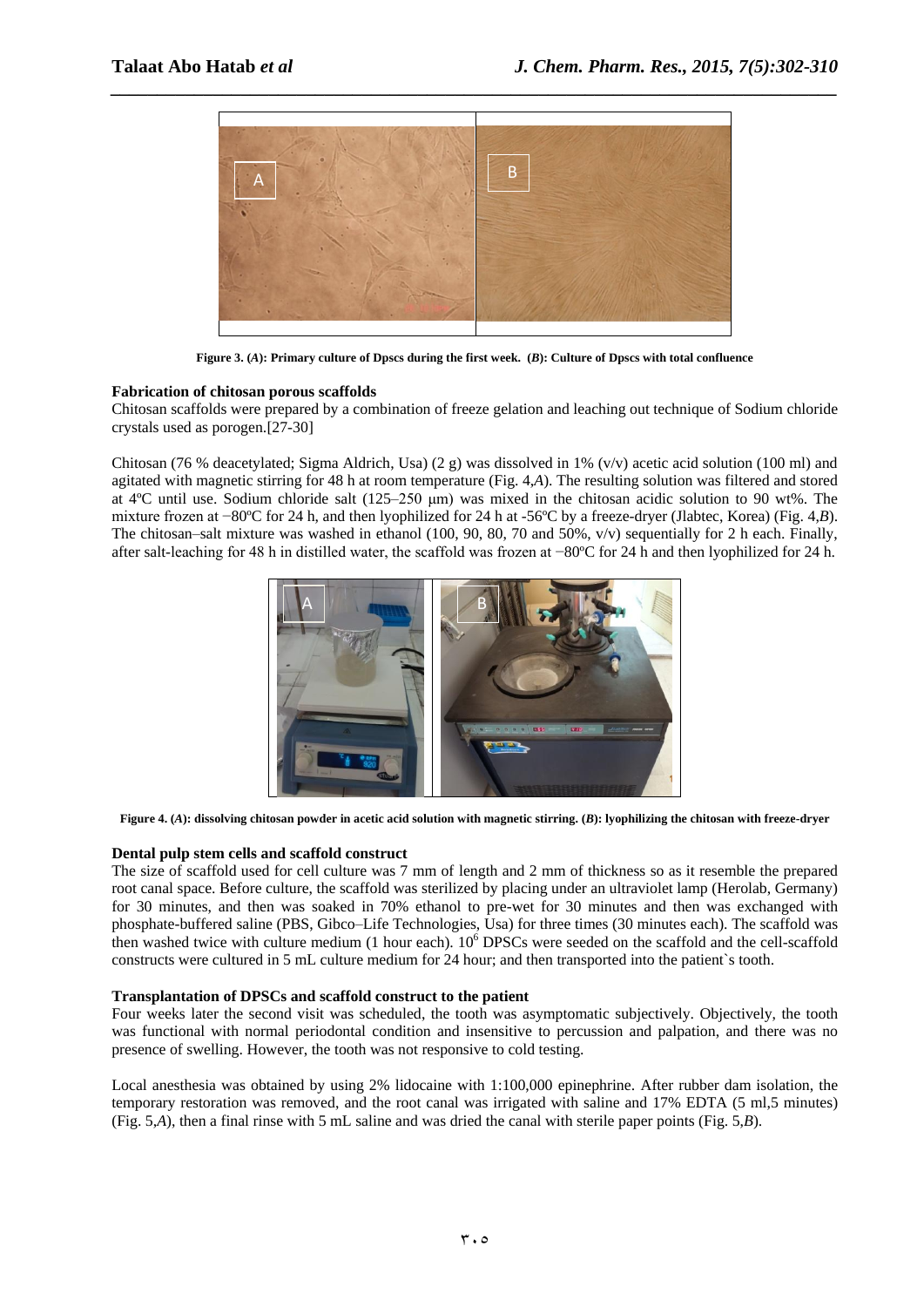Figure 3. (*A*): Primary culture of Dpscs during the first week. (*B*): Culture of Dpscs with total confluence

### Fabrication of chitosan porous scaffolds

Chitosan scaffolds were prepared by a combination of freeze gelation and leaching out technique of Sodium chloride crystals used as porogen.[27-30]

Chitosan (76 % deacetylated; Sigma Aldrich, Usa) (2 g) was dissolved in 1% (v/v) acetic acid solution (100 ml) and agitated with magnetic stirring for 48 h at room temperature (Fig. 4,*A*). The resulting solution was filtered and stored at 4ºC until use. Sodium chloride salt (125–250 µm) was mixed in the chitosan acidic solution to 90 wt%. The mixture frozen at −80ºC for 24 h, and then lyophilized for 24 h at -56ºC by a freeze-dryer (Jlabtec, Korea) (Fig. 4,*B*). The chitosan–salt mixture was washed in ethanol (100, 90, 80, 70 and 50%, v/v) sequentially for 2 h each. Finally, after salt-leaching for 48 h in distilled water, the scaffold was frozen at −80ºC for 24 h and then lyophilized for 24 h.

Figure 4. (*A*): dissolving chitosan powder in acetic acid solution with magnetic stirring. (*B*): lyophilizing the chitosan with freeze-dryer

### Dental pulp stem cells and scaffold construct

The size of scaffold used for cell culture was 7 mm of length and 2 mm of thickness so as it resemble the prepared root canal space. Before culture, the scaffold was sterilized by placing under an ultraviolet lamp (Herolab, Germany) for 30 minutes, and then was soaked in 70% ethanol to pre-wet for 30 minutes and then was exchanged with phosphate-buffered saline (PBS, Gibco–Life Technologies, Usa) for three times (30 minutes each). The scaffold was then washed twice with culture medium (1 hour each). $10^6$ DPSCs were seeded on the scaffold and the cell-scaffold constructs were cultured in 5 mL culture medium for 24 hour; and then transported into the patient`s tooth.

### Transplantation of DPSCs and scaffold construct to the patient

Four weeks later the second visit was scheduled, the tooth was asymptomatic subjectively. Objectively, the tooth was functional with normal periodontal condition and insensitive to percussion and palpation, and there was no presence of swelling. However, the tooth was not responsive to cold testing.

Local anesthesia was obtained by using 2% lidocaine with 1:100,000 epinephrine. After rubber dam isolation, the temporary restoration was removed, and the root canal was irrigated with saline and 17% EDTA (5 ml,5 minutes) (Fig. 5,*A*), then a final rinse with 5 mL saline and was dried the canal with sterile paper points (Fig. 5,*B*).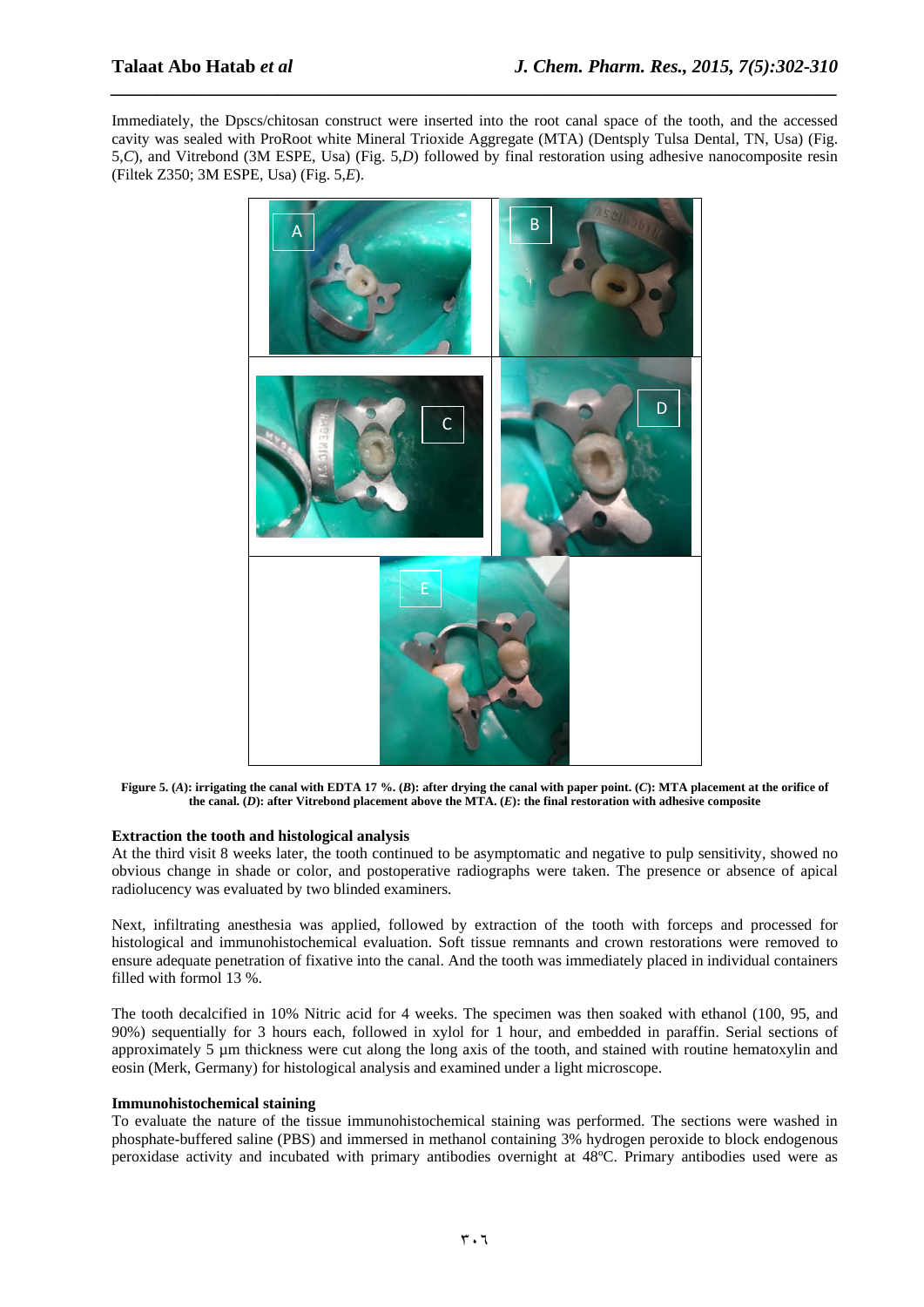Immediately, the Dpscs/chitosan construct were inserted into the root canal space of the tooth, and the accessed cavity was sealed with ProRoot white Mineral Trioxide Aggregate (MTA) (Dentsply Tulsa Dental, TN, Usa) (Fig. 5,*C*), and Vitrebond (3M ESPE, Usa) (Fig. 5,*D*) followed by final restoration using adhesive nanocomposite resin (Filtek Z350; 3M ESPE, Usa) (Fig. 5,*E*).

**Figure 5. (*A*): irrigating the canal with EDTA 17 %. (*B*): after drying the canal with paper point. (*C*): MTA placement at the orifice of the canal. (*D*): after Vitrebond placement above the MTA. (*E*): the final restoration with adhesive composite**

**Extraction the tooth and histological analysis**

At the third visit 8 weeks later, the tooth continued to be asymptomatic and negative to pulp sensitivity, showed no obvious change in shade or color, and postoperative radiographs were taken. The presence or absence of apical radiolucency was evaluated by two blinded examiners.

Next, infiltrating anesthesia was applied, followed by extraction of the tooth with forceps and processed for histological and immunohistochemical evaluation. Soft tissue remnants and crown restorations were removed to ensure adequate penetration of fixative into the canal. And the tooth was immediately placed in individual containers filled with formol 13 %.

The tooth decalcified in 10% Nitric acid for 4 weeks. The specimen was then soaked with ethanol (100, 95, and 90%) sequentially for 3 hours each, followed in xylol for 1 hour, and embedded in paraffin. Serial sections of approximately 5 µm thickness were cut along the long axis of the tooth, and stained with routine hematoxylin and eosin (Merk, Germany) for histological analysis and examined under a light microscope.

**Immunohistochemical staining**

To evaluate the nature of the tissue immunohistochemical staining was performed. The sections were washed in phosphate-buffered saline (PBS) and immersed in methanol containing 3% hydrogen peroxide to block endogenous peroxidase activity and incubated with primary antibodies overnight at 48ºC. Primary antibodies used were as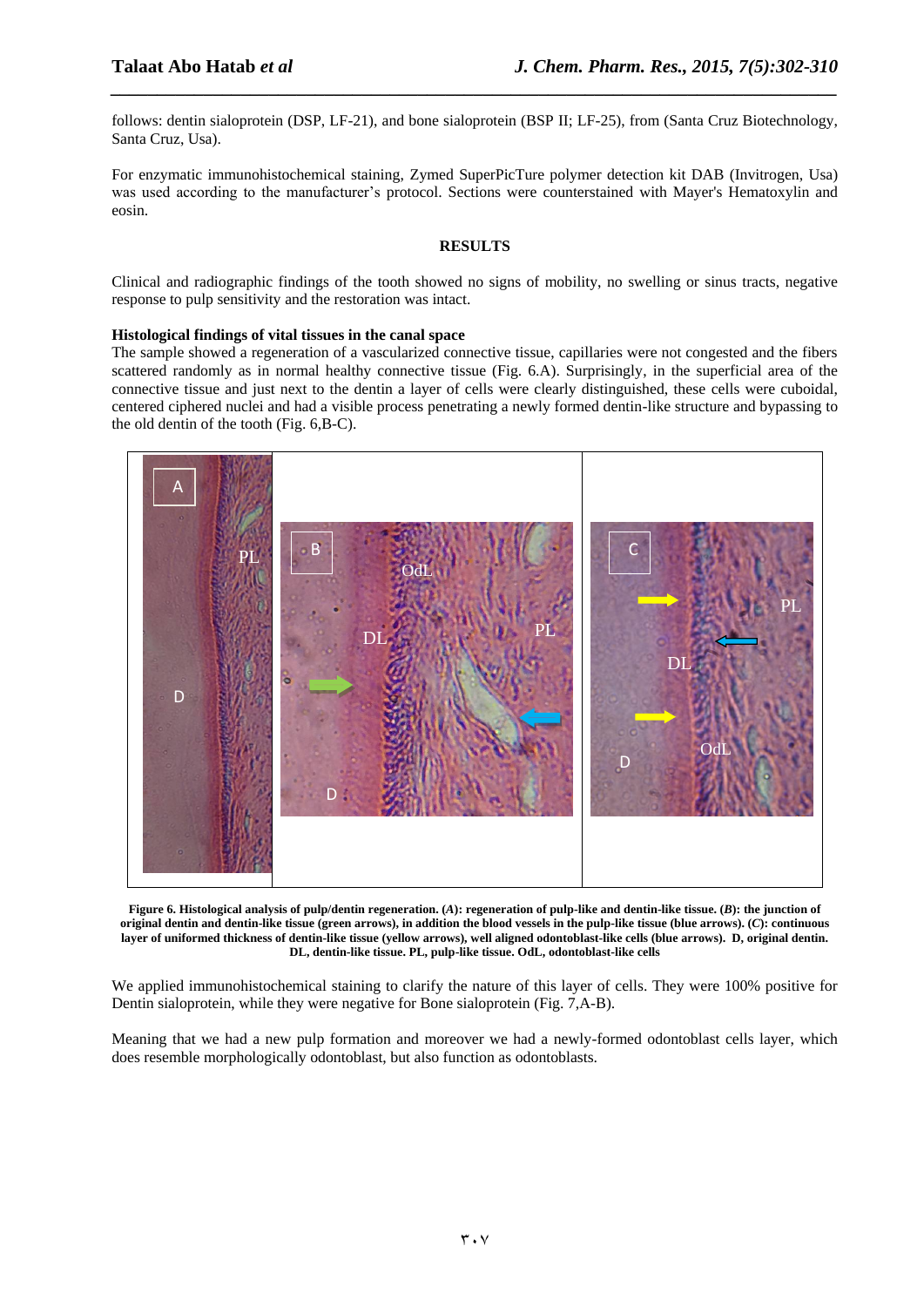follows: dentin sialoprotein (DSP, LF-21), and bone sialoprotein (BSP II; LF-25), from (Santa Cruz Biotechnology, Santa Cruz, Usa).

For enzymatic immunohistochemical staining, Zymed SuperPicTure polymer detection kit DAB (Invitrogen, Usa) was used according to the manufacturer's protocol. Sections were counterstained with Mayer's Hematoxylin and eosin.

## RESULTS

Clinical and radiographic findings of the tooth showed no signs of mobility, no swelling or sinus tracts, negative response to pulp sensitivity and the restoration was intact.

### Histological findings of vital tissues in the canal space

The sample showed a regeneration of a vascularized connective tissue, capillaries were not congested and the fibers scattered randomly as in normal healthy connective tissue (Fig. 6.A). Surprisingly, in the superficial area of the connective tissue and just next to the dentin a layer of cells were clearly distinguished, these cells were cuboidal, centered ciphered nuclei and had a visible process penetrating a newly formed dentin-like structure and bypassing to the old dentin of the tooth (Fig. 6,B-C).

**Figure 6. Histological analysis of pulp/dentin regeneration. (*A*): regeneration of pulp-like and dentin-like tissue. (*B*): the junction of original dentin and dentin-like tissue (green arrows), in addition the blood vessels in the pulp-like tissue (blue arrows). (*C*): continuous layer of uniformed thickness of dentin-like tissue (yellow arrows), well aligned odontoblast-like cells (blue arrows). D, original dentin. DL, dentin-like tissue. PL, pulp-like tissue. OdL, odontoblast-like cells**

We applied immunohistochemical staining to clarify the nature of this layer of cells. They were 100% positive for Dentin sialoprotein, while they were negative for Bone sialoprotein (Fig. 7,A-B).

Meaning that we had a new pulp formation and moreover we had a newly-formed odontoblast cells layer, which does resemble morphologically odontoblast, but also function as odontoblasts.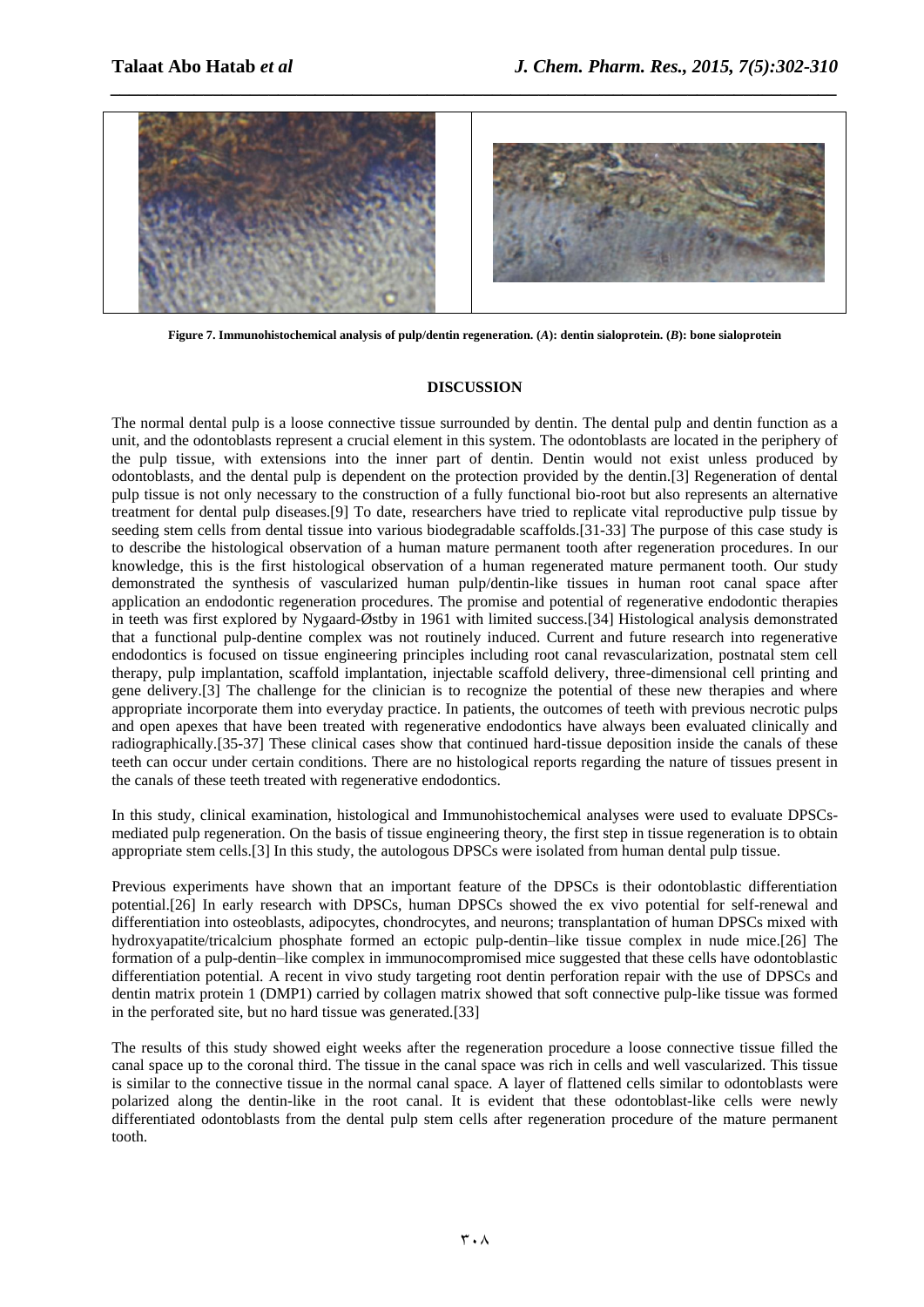**Figure 7. Immunohistochemical analysis of pulp/dentin regeneration. (*A*): dentin sialoprotein. (*B*): bone sialoprotein**

## DISCUSSION

The normal dental pulp is a loose connective tissue surrounded by dentin. The dental pulp and dentin function as a unit, and the odontoblasts represent a crucial element in this system. The odontoblasts are located in the periphery of the pulp tissue, with extensions into the inner part of dentin. Dentin would not exist unless produced by odontoblasts, and the dental pulp is dependent on the protection provided by the dentin.[3] Regeneration of dental pulp tissue is not only necessary to the construction of a fully functional bio-root but also represents an alternative treatment for dental pulp diseases.[9] To date, researchers have tried to replicate vital reproductive pulp tissue by seeding stem cells from dental tissue into various biodegradable scaffolds.[31-33] The purpose of this case study is to describe the histological observation of a human mature permanent tooth after regeneration procedures. In our knowledge, this is the first histological observation of a human regenerated mature permanent tooth. Our study demonstrated the synthesis of vascularized human pulp/dentin-like tissues in human root canal space after application an endodontic regeneration procedures. The promise and potential of regenerative endodontic therapies in teeth was first explored by Nygaard-Østby in 1961 with limited success.[34] Histological analysis demonstrated that a functional pulp-dentine complex was not routinely induced. Current and future research into regenerative endodontics is focused on tissue engineering principles including root canal revascularization, postnatal stem cell therapy, pulp implantation, scaffold implantation, injectable scaffold delivery, three-dimensional cell printing and gene delivery.[3] The challenge for the clinician is to recognize the potential of these new therapies and where appropriate incorporate them into everyday practice. In patients, the outcomes of teeth with previous necrotic pulps and open apexes that have been treated with regenerative endodontics have always been evaluated clinically and radiographically.[35-37] These clinical cases show that continued hard-tissue deposition inside the canals of these teeth can occur under certain conditions. There are no histological reports regarding the nature of tissues present in the canals of these teeth treated with regenerative endodontics.

In this study, clinical examination, histological and Immunohistochemical analyses were used to evaluate DPSCs-mediated pulp regeneration. On the basis of tissue engineering theory, the first step in tissue regeneration is to obtain appropriate stem cells.[3] In this study, the autologous DPSCs were isolated from human dental pulp tissue.

Previous experiments have shown that an important feature of the DPSCs is their odontoblastic differentiation potential.[26] In early research with DPSCs, human DPSCs showed the ex vivo potential for self-renewal and differentiation into osteoblasts, adipocytes, chondrocytes, and neurons; transplantation of human DPSCs mixed with hydroxyapatite/tricalcium phosphate formed an ectopic pulp-dentin–like tissue complex in nude mice.[26] The formation of a pulp-dentin–like complex in immunocompromised mice suggested that these cells have odontoblastic differentiation potential. A recent in vivo study targeting root dentin perforation repair with the use of DPSCs and dentin matrix protein 1 (DMP1) carried by collagen matrix showed that soft connective pulp-like tissue was formed in the perforated site, but no hard tissue was generated.[33]

The results of this study showed eight weeks after the regeneration procedure a loose connective tissue filled the canal space up to the coronal third. The tissue in the canal space was rich in cells and well vascularized. This tissue is similar to the connective tissue in the normal canal space. A layer of flattened cells similar to odontoblasts were polarized along the dentin-like in the root canal. It is evident that these odontoblast-like cells were newly differentiated odontoblasts from the dental pulp stem cells after regeneration procedure of the mature permanent tooth.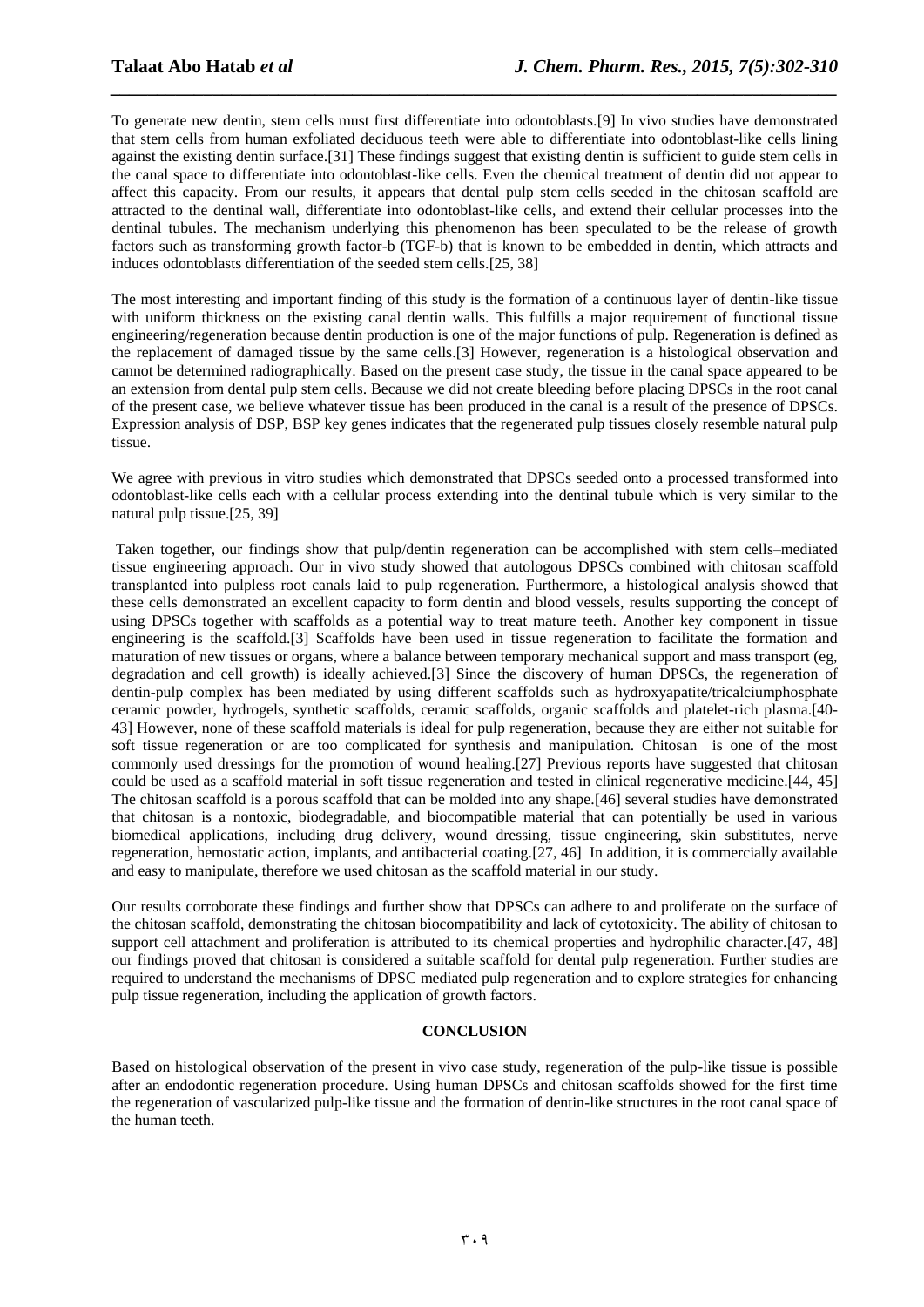To generate new dentin, stem cells must first differentiate into odontoblasts.[9] In vivo studies have demonstrated that stem cells from human exfoliated deciduous teeth were able to differentiate into odontoblast-like cells lining against the existing dentin surface.[31] These findings suggest that existing dentin is sufficient to guide stem cells in the canal space to differentiate into odontoblast-like cells. Even the chemical treatment of dentin did not appear to affect this capacity. From our results, it appears that dental pulp stem cells seeded in the chitosan scaffold are attracted to the dentinal wall, differentiate into odontoblast-like cells, and extend their cellular processes into the dentinal tubules. The mechanism underlying this phenomenon has been speculated to be the release of growth factors such as transforming growth factor-b (TGF-b) that is known to be embedded in dentin, which attracts and induces odontoblasts differentiation of the seeded stem cells.[25, 38]

The most interesting and important finding of this study is the formation of a continuous layer of dentin-like tissue with uniform thickness on the existing canal dentin walls. This fulfills a major requirement of functional tissue engineering/regeneration because dentin production is one of the major functions of pulp. Regeneration is defined as the replacement of damaged tissue by the same cells.[3] However, regeneration is a histological observation and cannot be determined radiographically. Based on the present case study, the tissue in the canal space appeared to be an extension from dental pulp stem cells. Because we did not create bleeding before placing DPSCs in the root canal of the present case, we believe whatever tissue has been produced in the canal is a result of the presence of DPSCs. Expression analysis of DSP, BSP key genes indicates that the regenerated pulp tissues closely resemble natural pulp tissue.

We agree with previous in vitro studies which demonstrated that DPSCs seeded onto a processed transformed into odontoblast-like cells each with a cellular process extending into the dentinal tubule which is very similar to the natural pulp tissue.[25, 39]

Taken together, our findings show that pulp/dentin regeneration can be accomplished with stem cells–mediated tissue engineering approach. Our in vivo study showed that autologous DPSCs combined with chitosan scaffold transplanted into pulpless root canals laid to pulp regeneration. Furthermore, a histological analysis showed that these cells demonstrated an excellent capacity to form dentin and blood vessels, results supporting the concept of using DPSCs together with scaffolds as a potential way to treat mature teeth. Another key component in tissue engineering is the scaffold.[3] Scaffolds have been used in tissue regeneration to facilitate the formation and maturation of new tissues or organs, where a balance between temporary mechanical support and mass transport (eg, degradation and cell growth) is ideally achieved.[3] Since the discovery of human DPSCs, the regeneration of dentin-pulp complex has been mediated by using different scaffolds such as hydroxyapatite/tricalciumphosphate ceramic powder, hydrogels, synthetic scaffolds, ceramic scaffolds, organic scaffolds and platelet-rich plasma.[40-43] However, none of these scaffold materials is ideal for pulp regeneration, because they are either not suitable for soft tissue regeneration or are too complicated for synthesis and manipulation. Chitosan is one of the most commonly used dressings for the promotion of wound healing.[27] Previous reports have suggested that chitosan could be used as a scaffold material in soft tissue regeneration and tested in clinical regenerative medicine.[44, 45] The chitosan scaffold is a porous scaffold that can be molded into any shape.[46] several studies have demonstrated that chitosan is a nontoxic, biodegradable, and biocompatible material that can potentially be used in various biomedical applications, including drug delivery, wound dressing, tissue engineering, skin substitutes, nerve regeneration, hemostatic action, implants, and antibacterial coating.[27, 46] In addition, it is commercially available and easy to manipulate, therefore we used chitosan as the scaffold material in our study.

Our results corroborate these findings and further show that DPSCs can adhere to and proliferate on the surface of the chitosan scaffold, demonstrating the chitosan biocompatibility and lack of cytotoxicity. The ability of chitosan to support cell attachment and proliferation is attributed to its chemical properties and hydrophilic character.[47, 48] our findings proved that chitosan is considered a suitable scaffold for dental pulp regeneration. Further studies are required to understand the mechanisms of DPSC mediated pulp regeneration and to explore strategies for enhancing pulp tissue regeneration, including the application of growth factors.

## CONCLUSION

Based on histological observation of the present in vivo case study, regeneration of the pulp-like tissue is possible after an endodontic regeneration procedure. Using human DPSCs and chitosan scaffolds showed for the first time the regeneration of vascularized pulp-like tissue and the formation of dentin-like structures in the root canal space of the human teeth.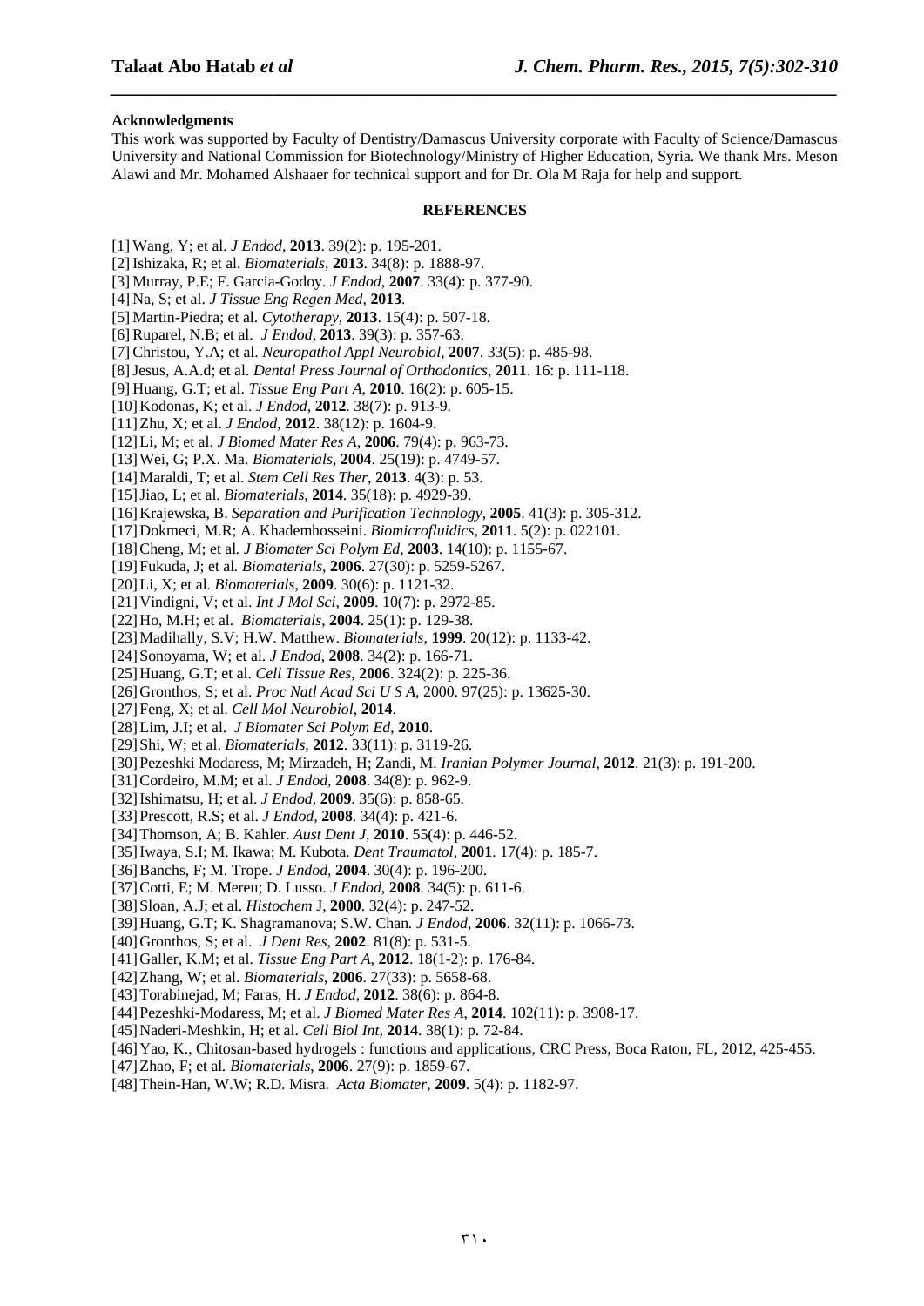**Acknowledgments**

This work was supported by Faculty of Dentistry/Damascus University corporate with Faculty of Science/Damascus University and National Commission for Biotechnology/Ministry of Higher Education, Syria. We thank Mrs. Meson Alawi and Mr. Mohamed Alshaaer for technical support and for Dr. Ola M Raja for help and support.

## REFERENCES

[1] Wang, Y; et al. *J Endod*, **2013**. 39(2): p. 195-201.
[2] Ishizaka, R; et al. *Biomaterials*, **2013**. 34(8): p. 1888-97.
[3] Murray, P.E; F. Garcia-Godoy. *J Endod*, **2007**. 33(4): p. 377-90.
[4] Na, S; et al. *J Tissue Eng Regen Med*, **2013**.
[5] Martin-Piedra; et al. *Cytotherapy*, **2013**. 15(4): p. 507-18.
[6] Ruparel, N.B; et al. *J Endod*, **2013**. 39(3): p. 357-63.
[7] Christou, Y.A; et al. *Neuropathol Appl Neurobiol*, **2007**. 33(5): p. 485-98.
[8] Jesus, A.A.d; et al. *Dental Press Journal of Orthodontics*, **2011**. 16: p. 111-118.
[9] Huang, G.T; et al. *Tissue Eng Part A*, **2010**. 16(2): p. 605-15.
[10] Kodonas, K; et al. *J Endod*, **2012**. 38(7): p. 913-9.
[11] Zhu, X; et al. *J Endod*, **2012**. 38(12): p. 1604-9.
[12] Li, M; et al. *J Biomed Mater Res A*, **2006**. 79(4): p. 963-73.
[13] Wei, G; P.X. Ma. *Biomaterials*, **2004**. 25(19): p. 4749-57.
[14] Maraldi, T; et al. *Stem Cell Res Ther*, **2013**. 4(3): p. 53.
[15] Jiao, L; et al. *Biomaterials*, **2014**. 35(18): p. 4929-39.
[16] Krajewska, B. *Separation and Purification Technology*, **2005**. 41(3): p. 305-312.
[17] Dokmeci, M.R; A. Khademhosseini. *Biomicrofluidics*, **2011**. 5(2): p. 022101.
[18] Cheng, M; et al. *J Biomater Sci Polym Ed*, **2003**. 14(10): p. 1155-67.
[19] Fukuda, J; et al. *Biomaterials*, **2006**. 27(30): p. 5259-5267.
[20] Li, X; et al. *Biomaterials*, **2009**. 30(6): p. 1121-32.
[21] Vindigni, V; et al. *Int J Mol Sci*, **2009**. 10(7): p. 2972-85.
[22] Ho, M.H; et al. *Biomaterials*, **2004**. 25(1): p. 129-38.
[23] Madihally, S.V; H.W. Matthew. *Biomaterials*, **1999**. 20(12): p. 1133-42.
[24] Sonoyama, W; et al. *J Endod*, **2008**. 34(2): p. 166-71.
[25] Huang, G.T; et al. *Cell Tissue Res*, **2006**. 324(2): p. 225-36.
[26] Gronthos, S; et al. *Proc Natl Acad Sci U S A*, 2000. 97(25): p. 13625-30.
[27] Feng, X; et al. *Cell Mol Neurobiol*, **2014**.
[28] Lim, J.I; et al. *J Biomater Sci Polym Ed*, **2010**.
[29] Shi, W; et al. *Biomaterials*, **2012**. 33(11): p. 3119-26.
[30] Pezeshki Modaress, M; Mirzadeh, H; Zandi, M. *Iranian Polymer Journal*, **2012**. 21(3): p. 191-200.
[31] Cordeiro, M.M; et al. *J Endod*, **2008**. 34(8): p. 962-9.
[32] Ishimatsu, H; et al. *J Endod*, **2009**. 35(6): p. 858-65.
[33] Prescott, R.S; et al. *J Endod*, **2008**. 34(4): p. 421-6.
[34] Thomson, A; B. Kahler. *Aust Dent J*, **2010**. 55(4): p. 446-52.
[35] Iwaya, S.I; M. Ikawa; M. Kubota. *Dent Traumatol*, **2001**. 17(4): p. 185-7.
[36] Banchs, F; M. Trope. *J Endod*, **2004**. 30(4): p. 196-200.
[37] Cotti, E; M. Mereu; D. Lusso. *J Endod*, **2008**. 34(5): p. 611-6.
[38] Sloan, A.J; et al. *Histochem J*, **2000**. 32(4): p. 247-52.
[39] Huang, G.T; K. Shagramanova; S.W. Chan. *J Endod*, **2006**. 32(11): p. 1066-73.
[40] Gronthos, S; et al. *J Dent Res*, **2002**. 81(8): p. 531-5.
[41] Galler, K.M; et al. *Tissue Eng Part A*, **2012**. 18(1-2): p. 176-84.
[42] Zhang, W; et al. *Biomaterials*, **2006**. 27(33): p. 5658-68.
[43] Torabinejad, M; Faras, H. *J Endod*, **2012**. 38(6): p. 864-8.
[44] Pezeshki-Modaress, M; et al. *J Biomed Mater Res A*, **2014**. 102(11): p. 3908-17.
[45] Naderi-Meshkin, H; et al. *Cell Biol Int*, **2014**. 38(1): p. 72-84.
[46] Yao, K., Chitosan-based hydrogels : functions and applications, CRC Press, Boca Raton, FL, 2012, 425-455.
[47] Zhao, F; et al. *Biomaterials*, **2006**. 27(9): p. 1859-67.
[48] Thein-Han, W.W; R.D. Misra. *Acta Biomater*, **2009**. 5(4): p. 1182-97.